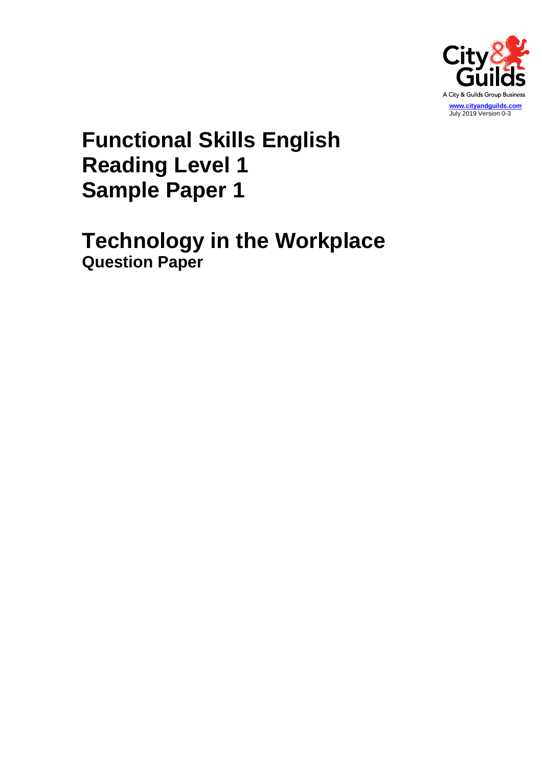A City & Guilds Group Business

www.cityandguilds.com
July 2019 Version 0-3

# Functional Skills English
# Reading Level 1
# Sample Paper 1

# Technology in the Workplace
## Question Paper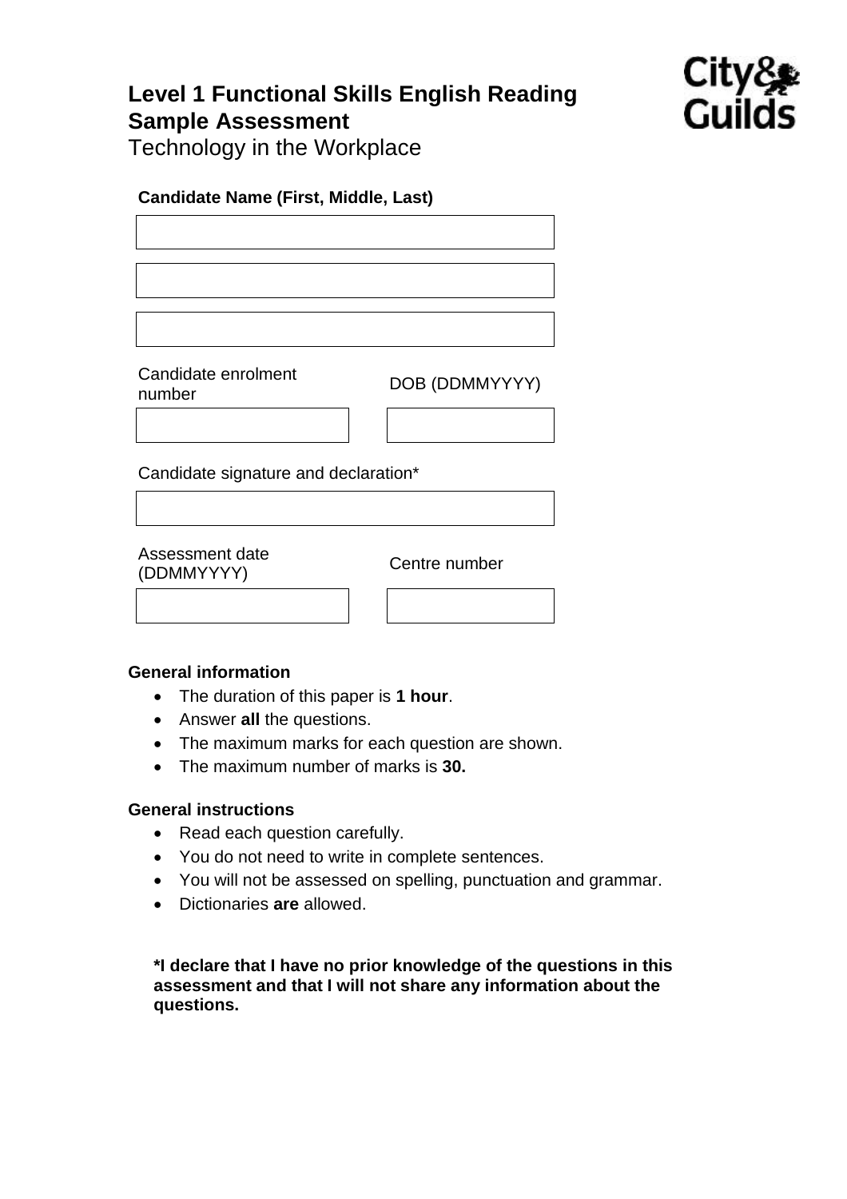# Level 1 Functional Skills English Reading Sample Assessment

Technology in the Workplace

**Candidate Name (First, Middle, Last)**

Candidate enrolment number

DOB (DDMMYYYY)

Candidate signature and declaration*

Assessment date (DDMMYYYY)

Centre number

**General information**

- The duration of this paper is **1 hour**.
- Answer **all** the questions.
- The maximum marks for each question are shown.
- The maximum number of marks is **30.**

**General instructions**

- Read each question carefully.
- You do not need to write in complete sentences.
- You will not be assessed on spelling, punctuation and grammar.
- Dictionaries **are** allowed.

***I declare that I have no prior knowledge of the questions in this assessment and that I will not share any information about the questions.**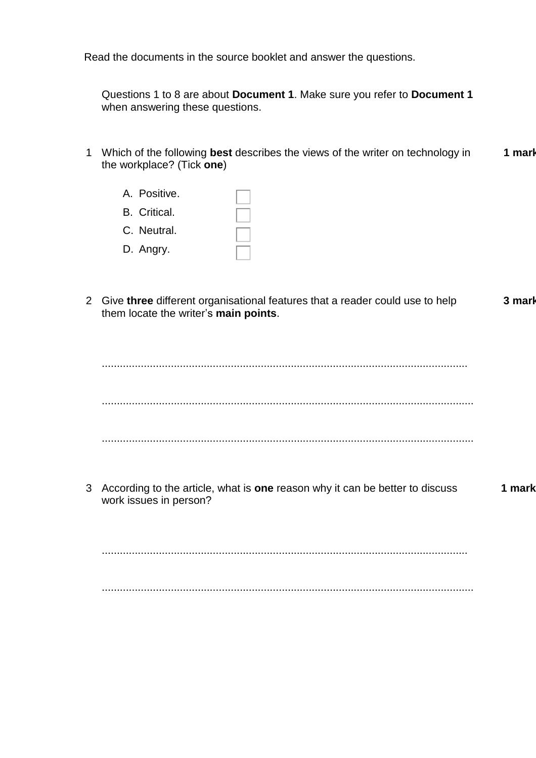Read the documents in the source booklet and answer the questions.

Questions 1 to 8 are about **Document 1**. Make sure you refer to **Document 1** when answering these questions.

1 Which of the following **best** describes the views of the writer on technology in the workplace? (Tick **one**) **1 mark**

A. Positive. ☐

B. Critical. ☐

C. Neutral. ☐

D. Angry. ☐

2 Give **three** different organisational features that a reader could use to help them locate the writer's **main points**. **3 marks**

...........................................................................................................................

...........................................................................................................................

...........................................................................................................................

3 According to the article, what is **one** reason why it can be better to discuss work issues in person? **1 mark**

...........................................................................................................................

...........................................................................................................................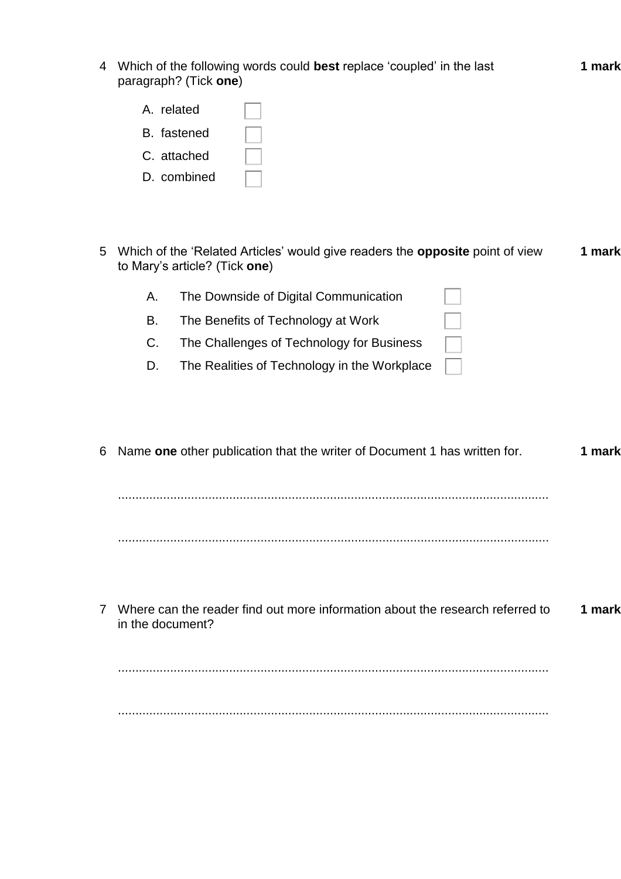4 Which of the following words could **best** replace 'coupled' in the last paragraph? (Tick **one**) **1 mark**

A. related ☐
B. fastened ☐
C. attached ☐
D. combined ☐

5 Which of the 'Related Articles' would give readers the **opposite** point of view to Mary's article? (Tick **one**) **1 mark**

A. The Downside of Digital Communication ☐
B. The Benefits of Technology at Work ☐
C. The Challenges of Technology for Business ☐
D. The Realities of Technology in the Workplace ☐

6 Name **one** other publication that the writer of Document 1 has written for. **1 mark**

..........................................................................................................................

..........................................................................................................................

7 Where can the reader find out more information about the research referred to in the document? **1 mark**

..........................................................................................................................

..........................................................................................................................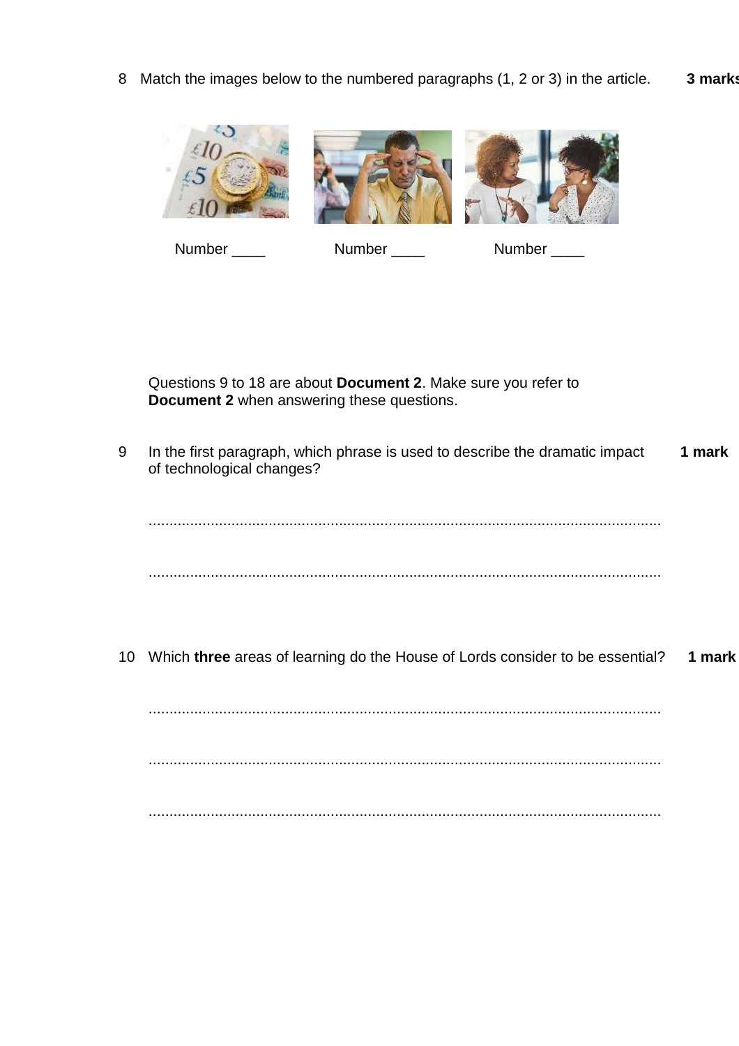8 Match the images below to the numbered paragraphs (1, 2 or 3) in the article. **3 marks**

Number ____ Number ____ Number ____

Questions 9 to 18 are about **Document 2**. Make sure you refer to **Document 2** when answering these questions.

9 In the first paragraph, which phrase is used to describe the dramatic impact of technological changes? **1 mark**

..........................................................................................................................

..........................................................................................................................

10 Which **three** areas of learning do the House of Lords consider to be essential? **1 mark**

..........................................................................................................................

..........................................................................................................................

..........................................................................................................................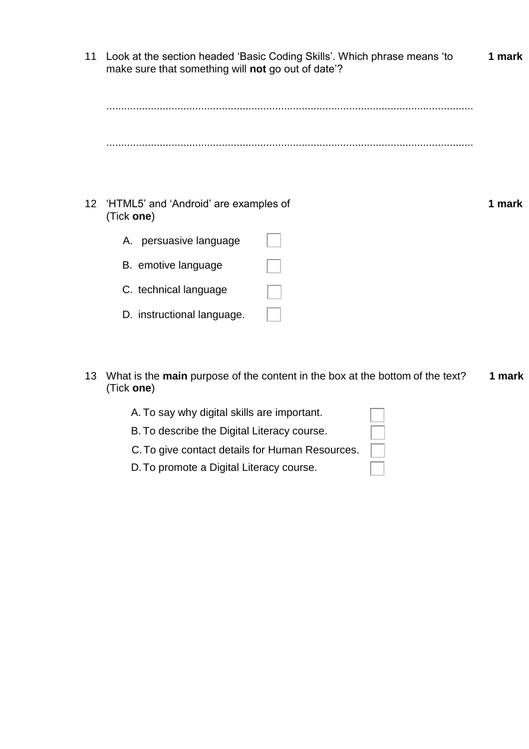11 Look at the section headed 'Basic Coding Skills'. Which phrase means 'to make sure that something will **not** go out of date'? **1 mark**

..........................................................................................................................

..........................................................................................................................

12 'HTML5' and 'Android' are examples of **1 mark**
(Tick **one**)

A. persuasive language ☐

B. emotive language ☐

C. technical language ☐

D. instructional language. ☐

13 What is the **main** purpose of the content in the box at the bottom of the text? **1 mark**
(Tick **one**)

A. To say why digital skills are important. ☐

B. To describe the Digital Literacy course. ☐

C. To give contact details for Human Resources. ☐

D. To promote a Digital Literacy course. ☐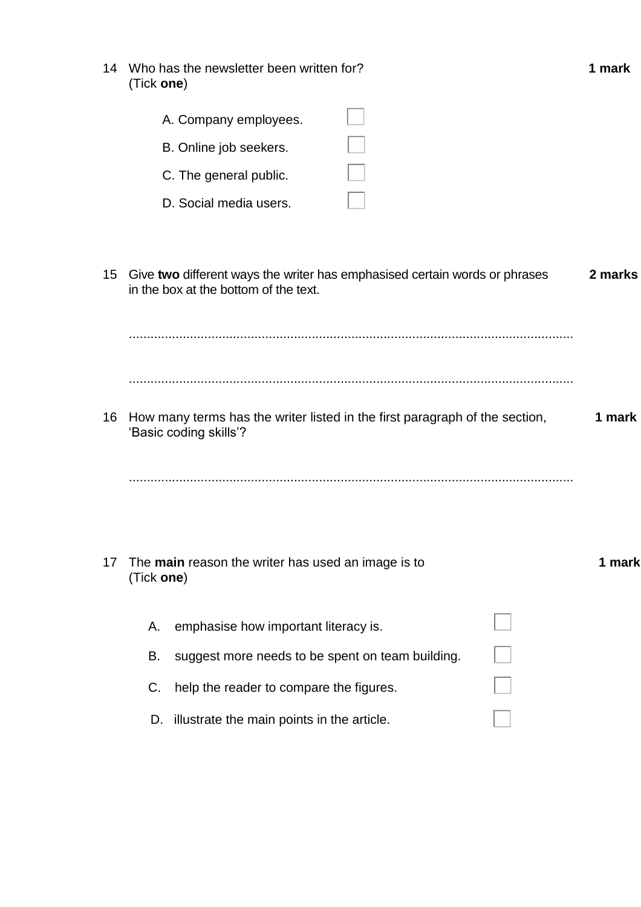14 Who has the newsletter been written for? (Tick **one**) **1 mark**

- A. Company employees. ☐
- B. Online job seekers. ☐
- C. The general public. ☐
- D. Social media users. ☐

15 Give **two** different ways the writer has emphasised certain words or phrases in the box at the bottom of the text. **2 marks**

..........................................................................................................................

..........................................................................................................................

16 How many terms has the writer listed in the first paragraph of the section, 'Basic coding skills'? **1 mark**

..........................................................................................................................

17 The **main** reason the writer has used an image is to (Tick **one**) **1 mark**

- A. emphasise how important literacy is. ☐
- B. suggest more needs to be spent on team building. ☐
- C. help the reader to compare the figures. ☐
- D. illustrate the main points in the article. ☐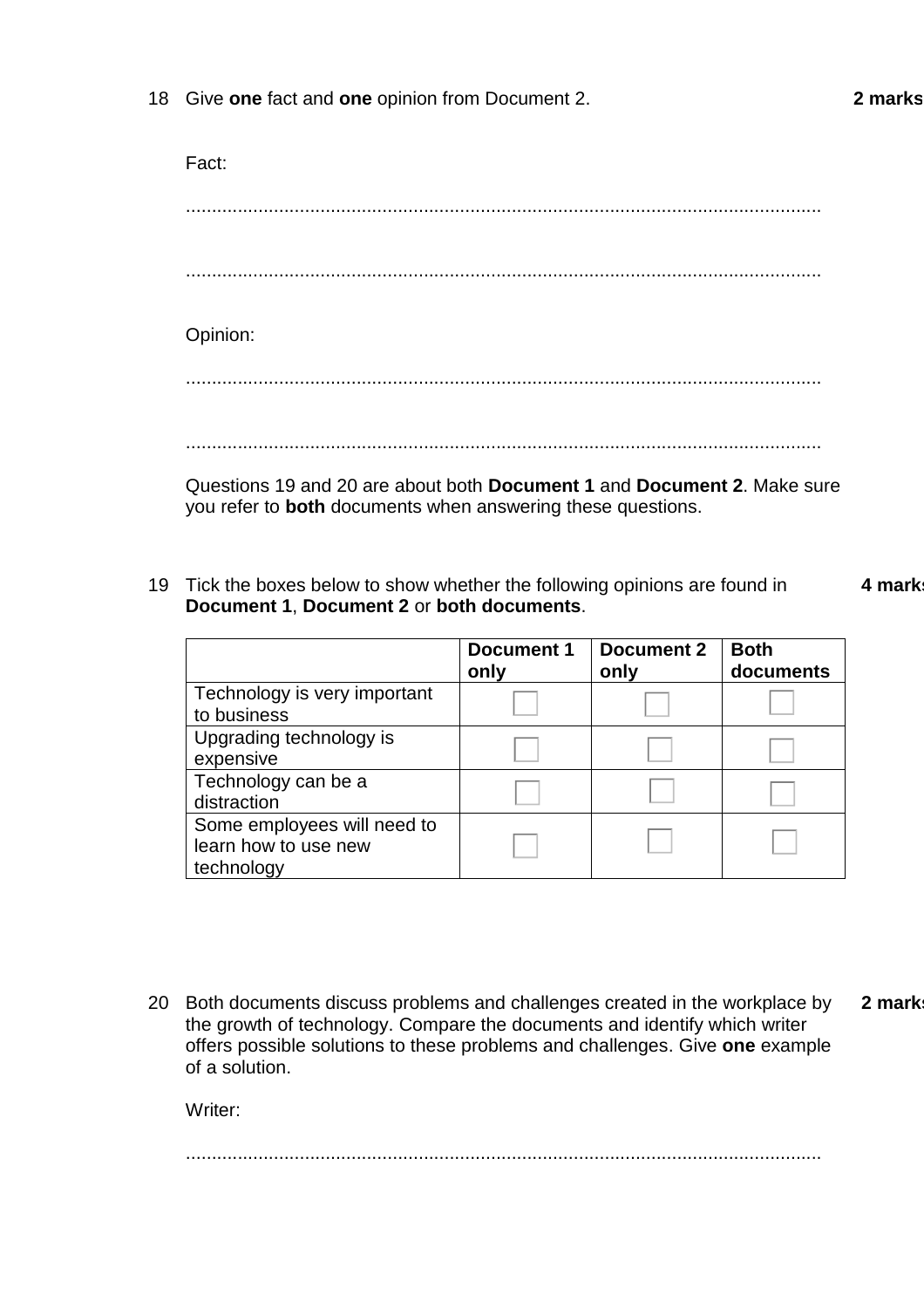18 Give **one** fact and **one** opinion from Document 2. **2 marks**

Fact:

..........................................................................................................................

..........................................................................................................................

Opinion:

..........................................................................................................................

..........................................................................................................................

Questions 19 and 20 are about both **Document 1** and **Document 2**. Make sure you refer to **both** documents when answering these questions.

19 Tick the boxes below to show whether the following opinions are found in **Document 1**, **Document 2** or **both documents**. **4 marks**

| | **Document 1 only** | **Document 2 only** | **Both documents** |
|---|---|---|---|
| Technology is very important to business | ☐ | ☐ | ☐ |
| Upgrading technology is expensive | ☐ | ☐ | ☐ |
| Technology can be a distraction | ☐ | ☐ | ☐ |
| Some employees will need to learn how to use new technology | ☐ | ☐ | ☐ |

20 Both documents discuss problems and challenges created in the workplace by the growth of technology. Compare the documents and identify which writer offers possible solutions to these problems and challenges. Give **one** example of a solution. **2 marks**

Writer:

..........................................................................................................................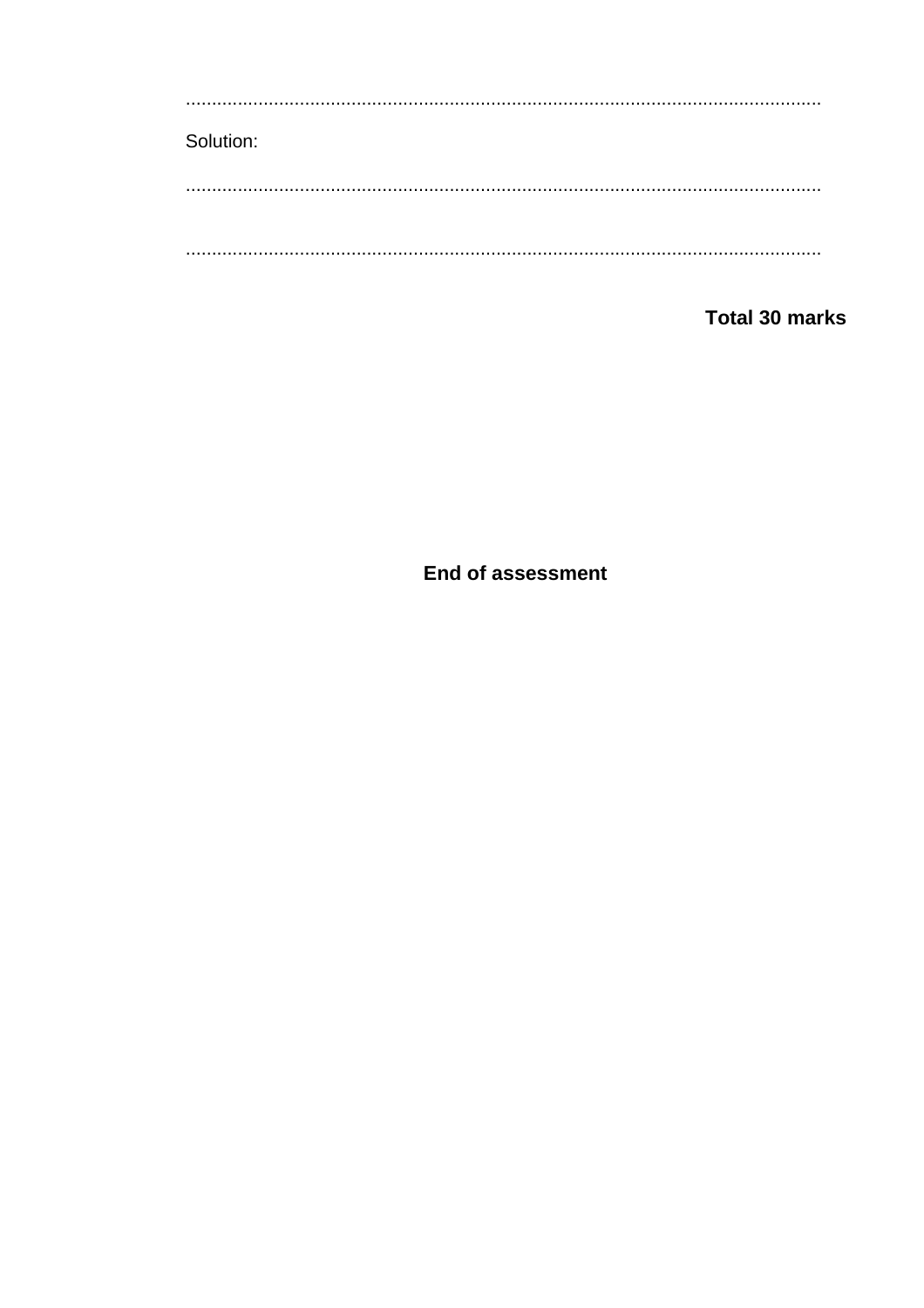..........................................................................................................................

Solution:

..........................................................................................................................

..........................................................................................................................

**Total 30 marks**

**End of assessment**